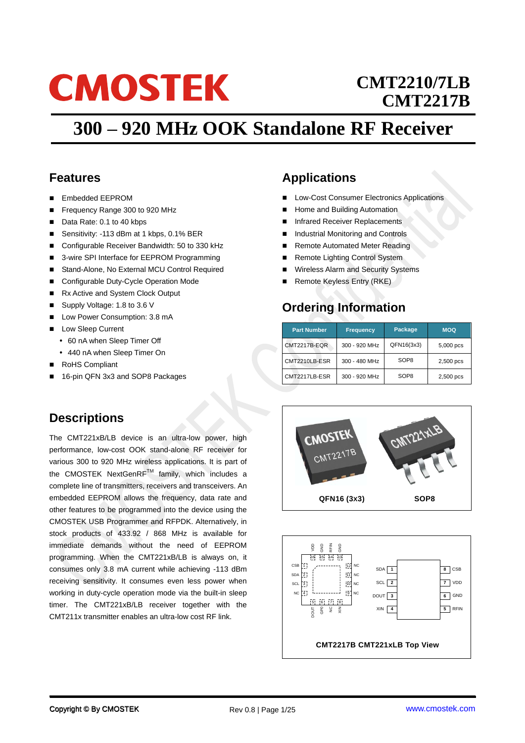# CMOSTEK

**CMT2210/7LB**
**CMT2217B**

# 300 – 920 MHz OOK Standalone RF Receiver

## Features

- Embedded EEPROM
- Frequency Range 300 to 920 MHz
- Data Rate: 0.1 to 40 kbps
- Sensitivity: -113 dBm at 1 kbps, 0.1% BER
- Configurable Receiver Bandwidth: 50 to 330 kHz
- 3-wire SPI Interface for EEPROM Programming
- Stand-Alone, No External MCU Control Required
- Configurable Duty-Cycle Operation Mode
- Rx Active and System Clock Output
- Supply Voltage: 1.8 to 3.6 V
- Low Power Consumption: 3.8 mA
- Low Sleep Current
  - 60 nA when Sleep Timer Off
  - 440 nA when Sleep Timer On
- RoHS Compliant
- 16-pin QFN 3x3 and SOP8 Packages

## Applications

- Low-Cost Consumer Electronics Applications
- Home and Building Automation
- Infrared Receiver Replacements
- Industrial Monitoring and Controls
- Remote Automated Meter Reading
- Remote Lighting Control System
- Wireless Alarm and Security Systems
- Remote Keyless Entry (RKE)

## Ordering Information

| Part Number | Frequency | Package | MOQ |
|---|---|---|---|
| CMT2217B-EQR | 300 - 920 MHz | QFN16(3x3) | 5,000 pcs |
| CMT2210LB-ESR | 300 - 480 MHz | SOP8 | 2,500 pcs |
| CMT2217LB-ESR | 300 - 920 MHz | SOP8 | 2,500 pcs |

## Descriptions

The CMT221xB/LB device is an ultra-low power, high performance, low-cost OOK stand-alone RF receiver for various 300 to 920 MHz wireless applications. It is part of the CMOSTEK NextGenRF™ family, which includes a complete line of transmitters, receivers and transceivers. An embedded EEPROM allows the frequency, data rate and other features to be programmed into the device using the CMOSTEK USB Programmer and RFPDK. Alternatively, in stock products of 433.92 / 868 MHz is available for immediate demands without the need of EEPROM programming. When the CMT221xB/LB is always on, it consumes only 3.8 mA current while achieving -113 dBm receiving sensitivity. It consumes even less power when working in duty-cycle operation mode via the built-in sleep timer. The CMT221xB/LB receiver together with the CMT211x transmitter enables an ultra-low cost RF link.

QFN16 (3x3)    SOP8

VDD GND RFIN GND
CSB 1, SDA 2, SCL 3, NC 4
12 NC, 11 NC, 10 NC, 9 NC
DOUT GPO NC XIN

SDA 1, SCL 2, DOUT 3, XIN 4
8 CSB, 7 VDD, 6 GND, 5 RFIN

**CMT2217B CMT221xLB Top View**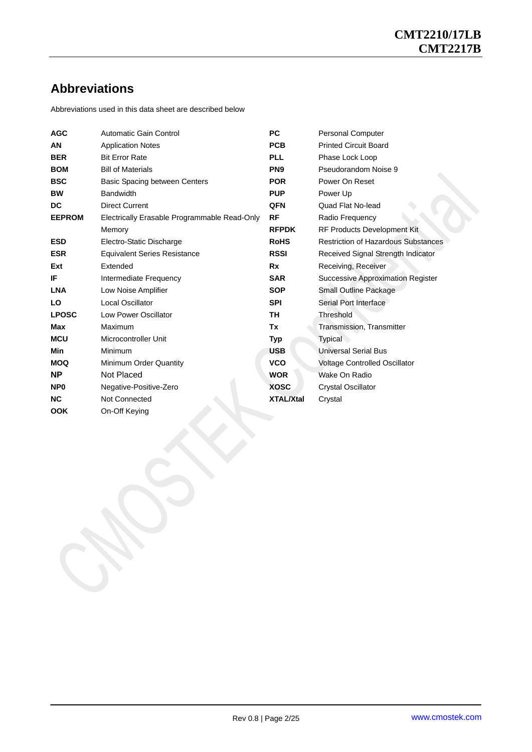# Abbreviations

Abbreviations used in this data sheet are described below

| | | | |
|---|---|---|---|
| **AGC** | Automatic Gain Control | **PC** | Personal Computer |
| **AN** | Application Notes | **PCB** | Printed Circuit Board |
| **BER** | Bit Error Rate | **PLL** | Phase Lock Loop |
| **BOM** | Bill of Materials | **PN9** | Pseudorandom Noise 9 |
| **BSC** | Basic Spacing between Centers | **POR** | Power On Reset |
| **BW** | Bandwidth | **PUP** | Power Up |
| **DC** | Direct Current | **QFN** | Quad Flat No-lead |
| **EEPROM** | Electrically Erasable Programmable Read-Only Memory | **RF** | Radio Frequency |
| | | **RFPDK** | RF Products Development Kit |
| **ESD** | Electro-Static Discharge | **RoHS** | Restriction of Hazardous Substances |
| **ESR** | Equivalent Series Resistance | **RSSI** | Received Signal Strength Indicator |
| **Ext** | Extended | **Rx** | Receiving, Receiver |
| **IF** | Intermediate Frequency | **SAR** | Successive Approximation Register |
| **LNA** | Low Noise Amplifier | **SOP** | Small Outline Package |
| **LO** | Local Oscillator | **SPI** | Serial Port Interface |
| **LPOSC** | Low Power Oscillator | **TH** | Threshold |
| **Max** | Maximum | **Tx** | Transmission, Transmitter |
| **MCU** | Microcontroller Unit | **Typ** | Typical |
| **Min** | Minimum | **USB** | Universal Serial Bus |
| **MOQ** | Minimum Order Quantity | **VCO** | Voltage Controlled Oscillator |
| **NP** | Not Placed | **WOR** | Wake On Radio |
| **NP0** | Negative-Positive-Zero | **XOSC** | Crystal Oscillator |
| **NC** | Not Connected | **XTAL/Xtal** | Crystal |
| **OOK** | On-Off Keying | | |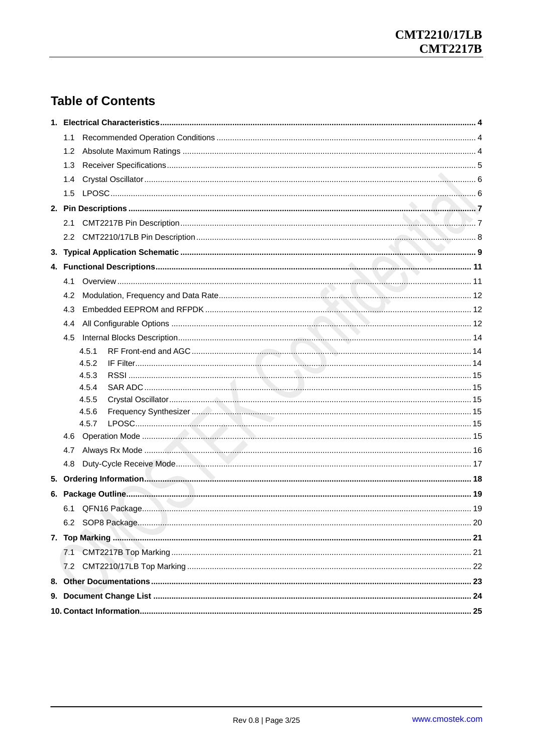# Table of Contents

1. **Electrical Characteristics** ..... 4
   - 1.1 Recommended Operation Conditions ..... 4
   - 1.2 Absolute Maximum Ratings ..... 4
   - 1.3 Receiver Specifications ..... 5
   - 1.4 Crystal Oscillator ..... 6
   - 1.5 LPOSC ..... 6
2. **Pin Descriptions** ..... 7
   - 2.1 CMT2217B Pin Description ..... 7
   - 2.2 CMT2210/17LB Pin Description ..... 8
3. **Typical Application Schematic** ..... 9
4. **Functional Descriptions** ..... 11
   - 4.1 Overview ..... 11
   - 4.2 Modulation, Frequency and Data Rate ..... 12
   - 4.3 Embedded EEPROM and RFPDK ..... 12
   - 4.4 All Configurable Options ..... 12
   - 4.5 Internal Blocks Description ..... 14
     - 4.5.1 RF Front-end and AGC ..... 14
     - 4.5.2 IF Filter ..... 14
     - 4.5.3 RSSI ..... 15
     - 4.5.4 SAR ADC ..... 15
     - 4.5.5 Crystal Oscillator ..... 15
     - 4.5.6 Frequency Synthesizer ..... 15
     - 4.5.7 LPOSC ..... 15
   - 4.6 Operation Mode ..... 15
   - 4.7 Always Rx Mode ..... 16
   - 4.8 Duty-Cycle Receive Mode ..... 17
5. **Ordering Information** ..... 18
6. **Package Outline** ..... 19
   - 6.1 QFN16 Package ..... 19
   - 6.2 SOP8 Package ..... 20
7. **Top Marking** ..... 21
   - 7.1 CMT2217B Top Marking ..... 21
   - 7.2 CMT2210/17LB Top Marking ..... 22
8. **Other Documentations** ..... 23
9. **Document Change List** ..... 24
10. **Contact Information** ..... 25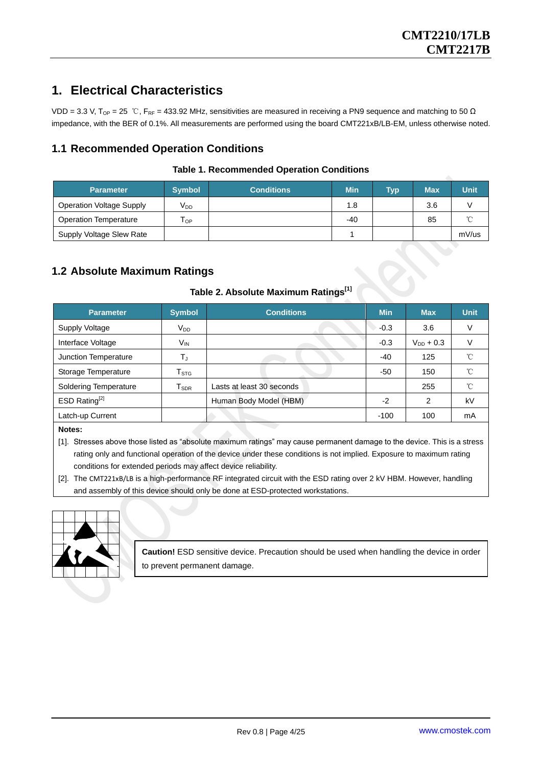# 1. Electrical Characteristics

VDD = 3.3 V, $T_{OP}$ = 25 ℃, $F_{RF}$ = 433.92 MHz, sensitivities are measured in receiving a PN9 sequence and matching to 50 Ω impedance, with the BER of 0.1%. All measurements are performed using the board CMT221xB/LB-EM, unless otherwise noted.

## 1.1 Recommended Operation Conditions

**Table 1. Recommended Operation Conditions**

| Parameter | Symbol | Conditions | Min | Typ | Max | Unit |
|---|---|---|---|---|---|---|
| Operation Voltage Supply | $V_{DD}$ | | 1.8 | | 3.6 | V |
| Operation Temperature | $T_{OP}$ | | -40 | | 85 | ℃ |
| Supply Voltage Slew Rate | | | 1 | | | mV/us |

## 1.2 Absolute Maximum Ratings

**Table 2. Absolute Maximum Ratings[1]**

| Parameter | Symbol | Conditions | Min | Max | Unit |
|---|---|---|---|---|---|
| Supply Voltage | $V_{DD}$ | | -0.3 | 3.6 | V |
| Interface Voltage | $V_{IN}$ | | -0.3 | $V_{DD}$ + 0.3 | V |
| Junction Temperature | $T_J$ | | -40 | 125 | ℃ |
| Storage Temperature | $T_{STG}$ | | -50 | 150 | ℃ |
| Soldering Temperature | $T_{SDR}$ | Lasts at least 30 seconds | | 255 | ℃ |
| ESD Rating[2] | | Human Body Model (HBM) | -2 | 2 | kV |
| Latch-up Current | | | -100 | 100 | mA |

**Notes:**

[1]. Stresses above those listed as "absolute maximum ratings" may cause permanent damage to the device. This is a stress rating only and functional operation of the device under these conditions is not implied. Exposure to maximum rating conditions for extended periods may affect device reliability.

[2]. The CMT221xB/LB is a high-performance RF integrated circuit with the ESD rating over 2 kV HBM. However, handling and assembly of this device should only be done at ESD-protected workstations.

**Caution!** ESD sensitive device. Precaution should be used when handling the device in order to prevent permanent damage.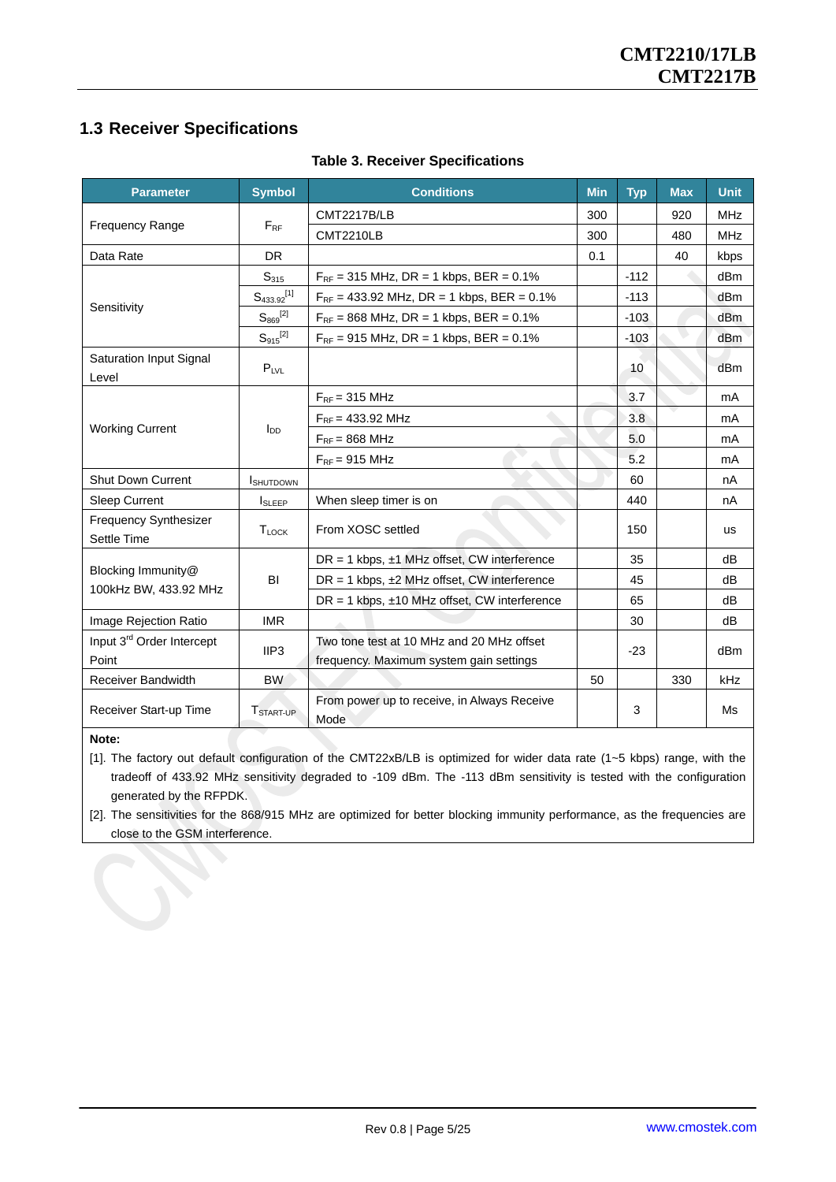## 1.3 Receiver Specifications

**Table 3. Receiver Specifications**

| Parameter | Symbol | Conditions | Min | Typ | Max | Unit |
|---|---|---|---|---|---|---|
| Frequency Range | $F_{RF}$ | CMT2217B/LB | 300 | | 920 | MHz |
| | | CMT2210LB | 300 | | 480 | MHz |
| Data Rate | DR | | 0.1 | | 40 | kbps |
| Sensitivity | $S_{315}$ | $F_{RF}$ = 315 MHz, DR = 1 kbps, BER = 0.1% | | -112 | | dBm |
| | $S_{433.92}$ [1] | $F_{RF}$ = 433.92 MHz, DR = 1 kbps, BER = 0.1% | | -113 | | dBm |
| | $S_{869}$ [2] | $F_{RF}$ = 868 MHz, DR = 1 kbps, BER = 0.1% | | -103 | | dBm |
| | $S_{915}$ [2] | $F_{RF}$ = 915 MHz, DR = 1 kbps, BER = 0.1% | | -103 | | dBm |
| Saturation Input Signal Level | $P_{LVL}$ | | | 10 | | dBm |
| Working Current | $I_{DD}$ | $F_{RF}$ = 315 MHz | | 3.7 | | mA |
| | | $F_{RF}$ = 433.92 MHz | | 3.8 | | mA |
| | | $F_{RF}$ = 868 MHz | | 5.0 | | mA |
| | | $F_{RF}$ = 915 MHz | | 5.2 | | mA |
| Shut Down Current | $I_{SHUTDOWN}$ | | | 60 | | nA |
| Sleep Current | $I_{SLEEP}$ | When sleep timer is on | | 440 | | nA |
| Frequency Synthesizer Settle Time | $T_{LOCK}$ | From XOSC settled | | 150 | | us |
| Blocking Immunity@ 100kHz BW, 433.92 MHz | BI | DR = 1 kbps, ±1 MHz offset, CW interference | | 35 | | dB |
| | | DR = 1 kbps, ±2 MHz offset, CW interference | | 45 | | dB |
| | | DR = 1 kbps, ±10 MHz offset, CW interference | | 65 | | dB |
| Image Rejection Ratio | IMR | | | 30 | | dB |
| Input 3rd Order Intercept Point | IIP3 | Two tone test at 10 MHz and 20 MHz offset frequency. Maximum system gain settings | | -23 | | dBm |
| Receiver Bandwidth | BW | | 50 | | 330 | kHz |
| Receiver Start-up Time | $T_{START-UP}$ | From power up to receive, in Always Receive Mode | | 3 | | Ms |

**Note:**

[1]. The factory out default configuration of the CMT22xB/LB is optimized for wider data rate (1~5 kbps) range, with the tradeoff of 433.92 MHz sensitivity degraded to -109 dBm. The -113 dBm sensitivity is tested with the configuration generated by the RFPDK.

[2]. The sensitivities for the 868/915 MHz are optimized for better blocking immunity performance, as the frequencies are close to the GSM interference.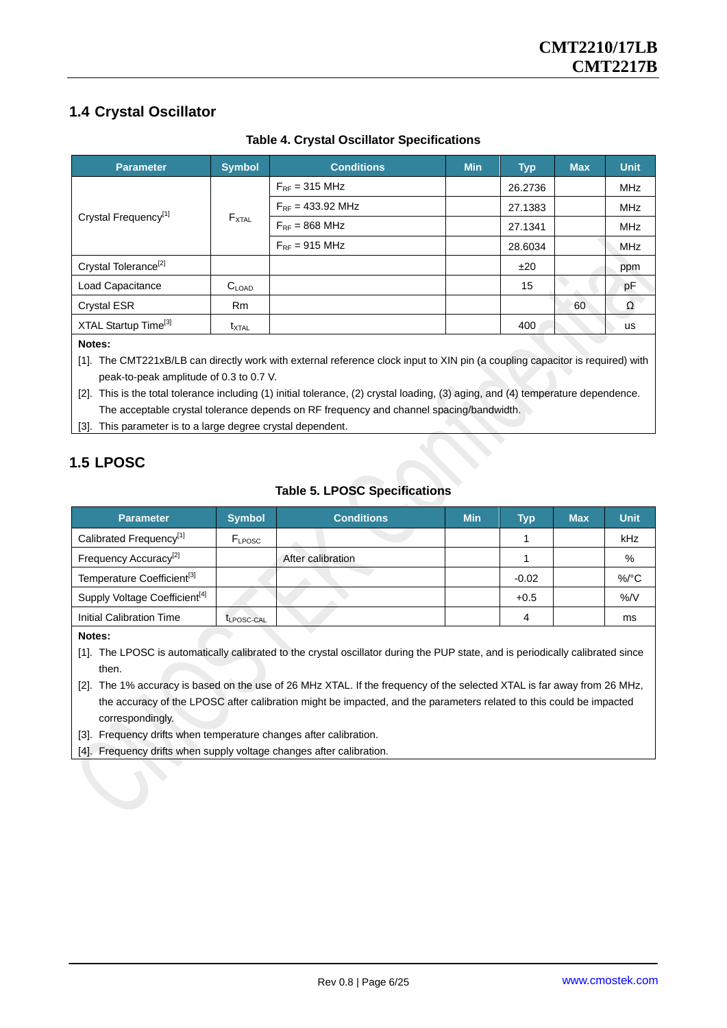## 1.4 Crystal Oscillator

**Table 4. Crystal Oscillator Specifications**

| Parameter | Symbol | Conditions | Min | Typ | Max | Unit |
|---|---|---|---|---|---|---|
| Crystal Frequency[1] | $F_{XTAL}$ | $F_{RF}$ = 315 MHz | | 26.2736 | | MHz |
| | | $F_{RF}$ = 433.92 MHz | | 27.1383 | | MHz |
| | | $F_{RF}$ = 868 MHz | | 27.1341 | | MHz |
| | | $F_{RF}$ = 915 MHz | | 28.6034 | | MHz |
| Crystal Tolerance[2] | | | | ±20 | | ppm |
| Load Capacitance | $C_{LOAD}$ | | | 15 | | pF |
| Crystal ESR | Rm | | | | 60 | Ω |
| XTAL Startup Time[3] | $t_{XTAL}$ | | | 400 | | us |

**Notes:**

[1]. The CMT221xB/LB can directly work with external reference clock input to XIN pin (a coupling capacitor is required) with peak-to-peak amplitude of 0.3 to 0.7 V.

[2]. This is the total tolerance including (1) initial tolerance, (2) crystal loading, (3) aging, and (4) temperature dependence. The acceptable crystal tolerance depends on RF frequency and channel spacing/bandwidth.

[3]. This parameter is to a large degree crystal dependent.

## 1.5 LPOSC

**Table 5. LPOSC Specifications**

| Parameter | Symbol | Conditions | Min | Typ | Max | Unit |
|---|---|---|---|---|---|---|
| Calibrated Frequency[1] | $F_{LPOSC}$ | | | 1 | | kHz |
| Frequency Accuracy[2] | | After calibration | | 1 | | % |
| Temperature Coefficient[3] | | | | -0.02 | | %/°C |
| Supply Voltage Coefficient[4] | | | | +0.5 | | %/V |
| Initial Calibration Time | $t_{LPOSC\text{-}CAL}$ | | | 4 | | ms |

**Notes:**

[1]. The LPOSC is automatically calibrated to the crystal oscillator during the PUP state, and is periodically calibrated since then.

[2]. The 1% accuracy is based on the use of 26 MHz XTAL. If the frequency of the selected XTAL is far away from 26 MHz, the accuracy of the LPOSC after calibration might be impacted, and the parameters related to this could be impacted correspondingly.

[3]. Frequency drifts when temperature changes after calibration.

[4]. Frequency drifts when supply voltage changes after calibration.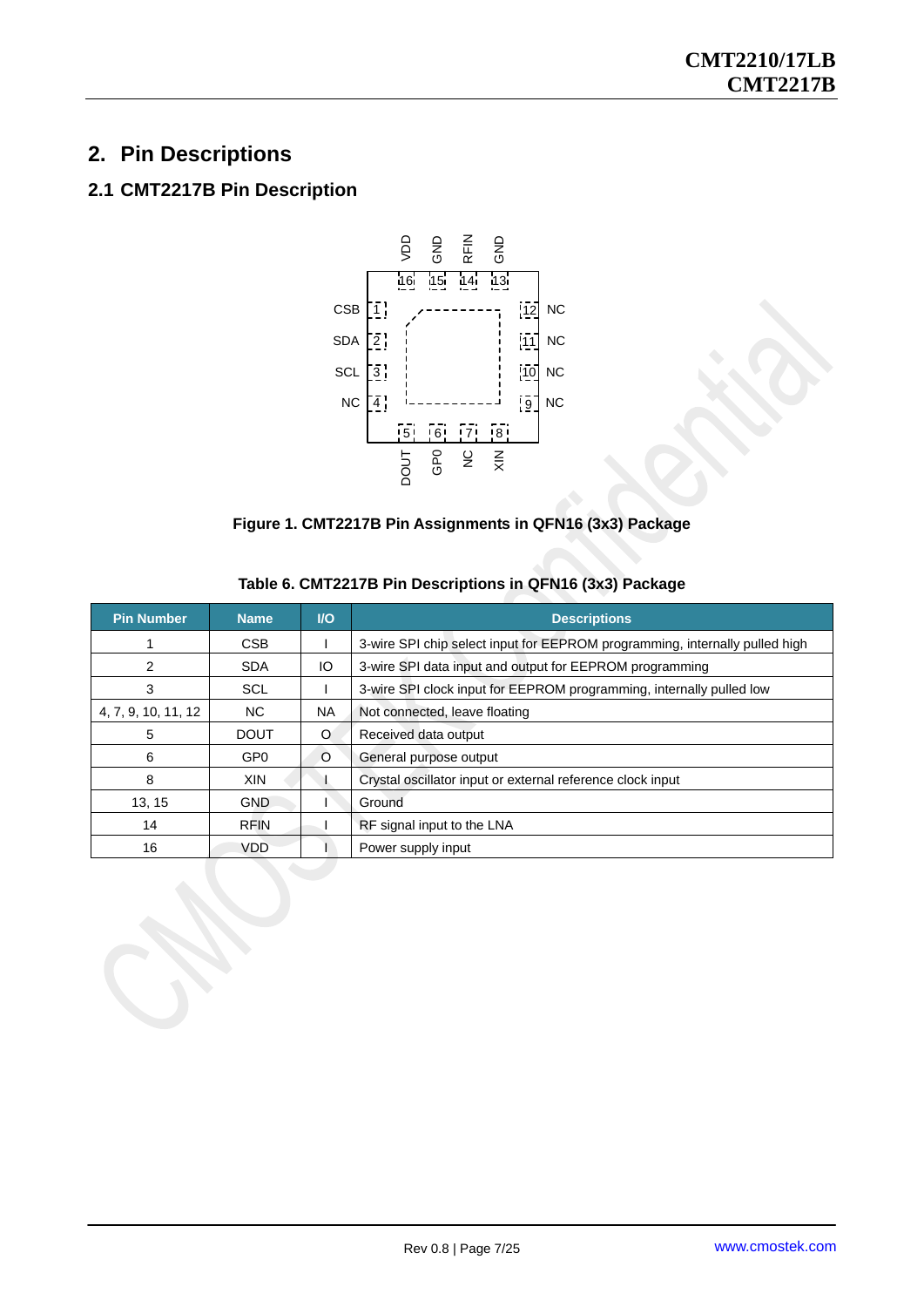## 2. Pin Descriptions

### 2.1 CMT2217B Pin Description

VDD GND RFIN GND
16 15 14 13
CSB 1 12 NC
SDA 2 11 NC
SCL 3 10 NC
NC 4 9 NC
5 6 7 8
DOUT GP0 NC XIN

**Figure 1. CMT2217B Pin Assignments in QFN16 (3x3) Package**

**Table 6. CMT2217B Pin Descriptions in QFN16 (3x3) Package**

| Pin Number | Name | I/O | Descriptions |
|---|---|---|---|
| 1 | CSB | I | 3-wire SPI chip select input for EEPROM programming, internally pulled high |
| 2 | SDA | IO | 3-wire SPI data input and output for EEPROM programming |
| 3 | SCL | I | 3-wire SPI clock input for EEPROM programming, internally pulled low |
| 4, 7, 9, 10, 11, 12 | NC | NA | Not connected, leave floating |
| 5 | DOUT | O | Received data output |
| 6 | GP0 | O | General purpose output |
| 8 | XIN | I | Crystal oscillator input or external reference clock input |
| 13, 15 | GND | I | Ground |
| 14 | RFIN | I | RF signal input to the LNA |
| 16 | VDD | I | Power supply input |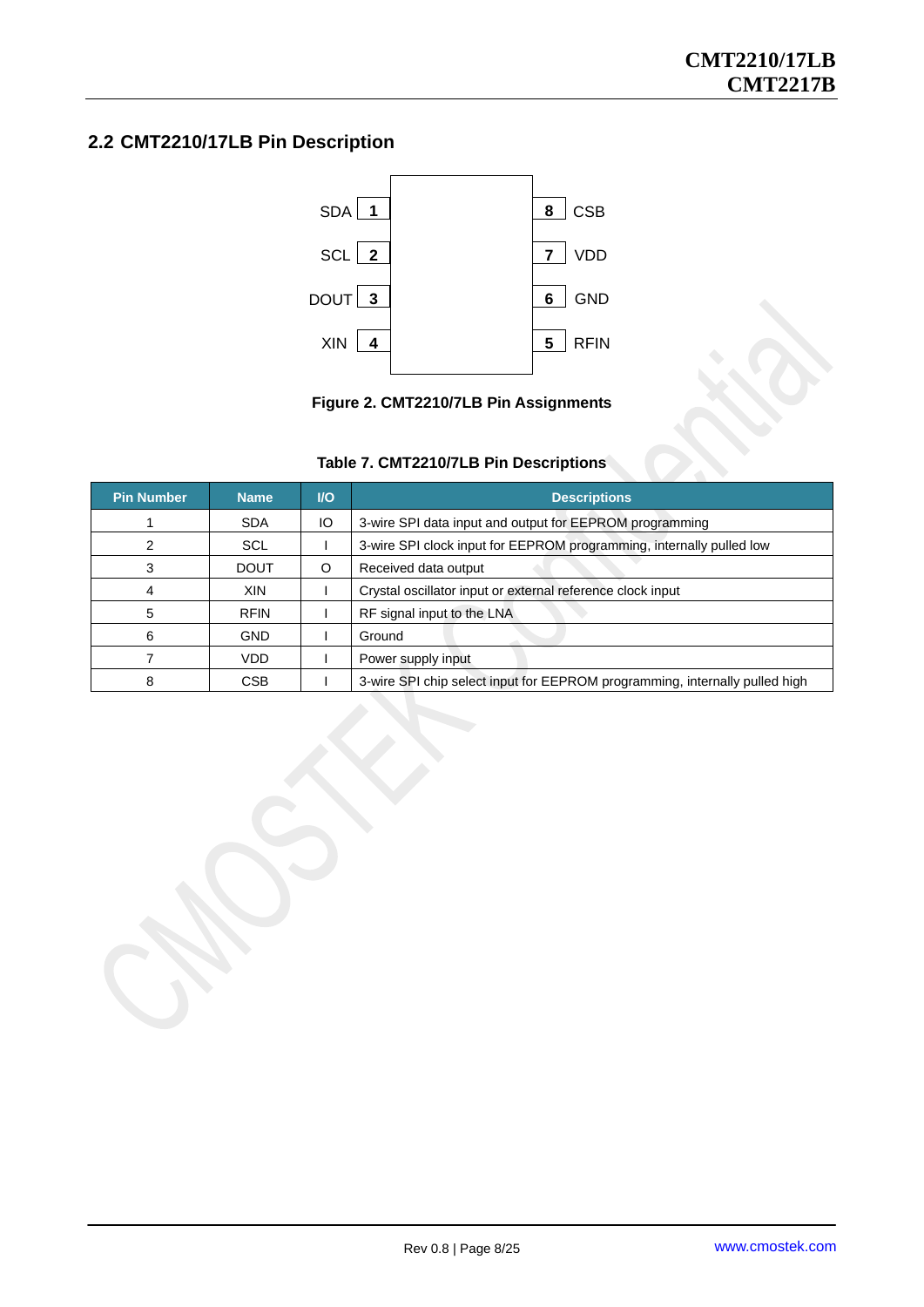## 2.2 CMT2210/17LB Pin Description

SDA 1
SCL 2
DOUT 3
XIN 4
8 CSB
7 VDD
6 GND
5 RFIN

**Figure 2. CMT2210/7LB Pin Assignments**

**Table 7. CMT2210/7LB Pin Descriptions**

| Pin Number | Name | I/O | Descriptions |
|---|---|---|---|
| 1 | SDA | IO | 3-wire SPI data input and output for EEPROM programming |
| 2 | SCL | I | 3-wire SPI clock input for EEPROM programming, internally pulled low |
| 3 | DOUT | O | Received data output |
| 4 | XIN | I | Crystal oscillator input or external reference clock input |
| 5 | RFIN | I | RF signal input to the LNA |
| 6 | GND | I | Ground |
| 7 | VDD | I | Power supply input |
| 8 | CSB | I | 3-wire SPI chip select input for EEPROM programming, internally pulled high |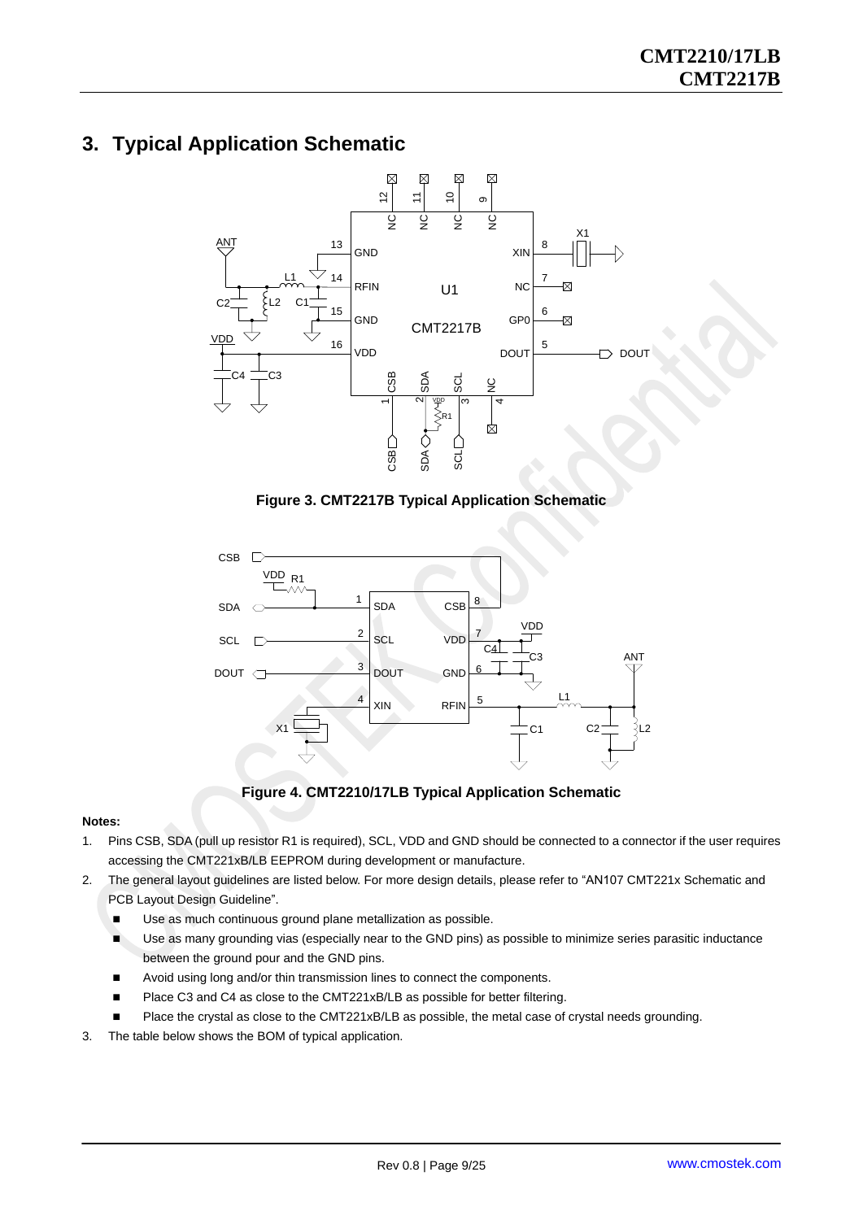# 3. Typical Application Schematic

Figure 3. CMT2217B Typical Application Schematic

Figure 4. CMT2210/17LB Typical Application Schematic

**Notes:**

1. Pins CSB, SDA (pull up resistor R1 is required), SCL, VDD and GND should be connected to a connector if the user requires accessing the CMT221xB/LB EEPROM during development or manufacture.
2. The general layout guidelines are listed below. For more design details, please refer to "AN107 CMT221x Schematic and PCB Layout Design Guideline".
   - Use as much continuous ground plane metallization as possible.
   - Use as many grounding vias (especially near to the GND pins) as possible to minimize series parasitic inductance between the ground pour and the GND pins.
   - Avoid using long and/or thin transmission lines to connect the components.
   - Place C3 and C4 as close to the CMT221xB/LB as possible for better filtering.
   - Place the crystal as close to the CMT221xB/LB as possible, the metal case of crystal needs grounding.
3. The table below shows the BOM of typical application.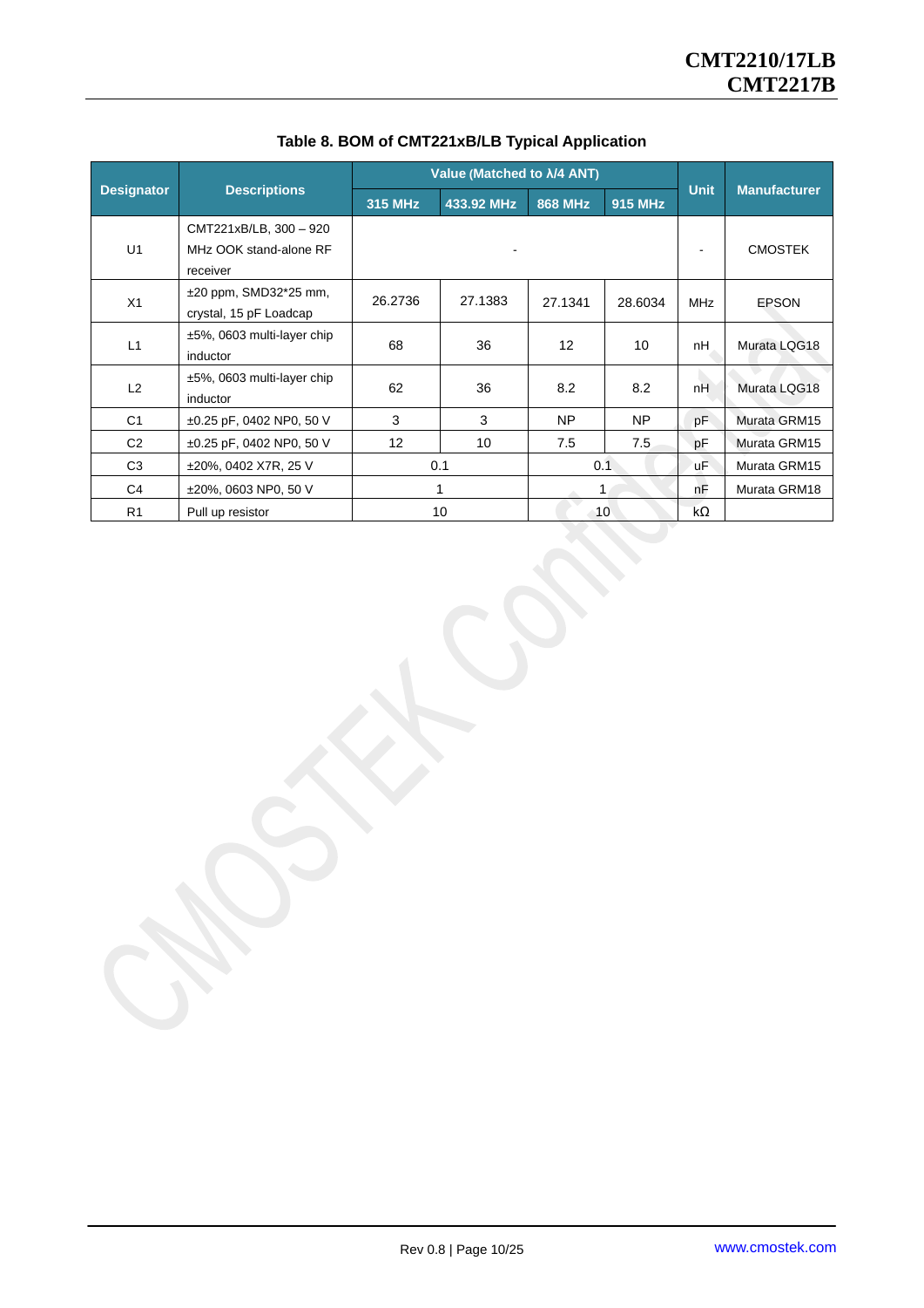**Table 8. BOM of CMT221xB/LB Typical Application**

| Designator | Descriptions | Value (Matched to λ/4 ANT) | | | | Unit | Manufacturer |
|---|---|---|---|---|---|---|---|
| | | 315 MHz | 433.92 MHz | 868 MHz | 915 MHz | | |
| U1 | CMT221xB/LB, 300 – 920 MHz OOK stand-alone RF receiver | - | | | | - | CMOSTEK |
| X1 | ±20 ppm, SMD32*25 mm, crystal, 15 pF Loadcap | 26.2736 | 27.1383 | 27.1341 | 28.6034 | MHz | EPSON |
| L1 | ±5%, 0603 multi-layer chip inductor | 68 | 36 | 12 | 10 | nH | Murata LQG18 |
| L2 | ±5%, 0603 multi-layer chip inductor | 62 | 36 | 8.2 | 8.2 | nH | Murata LQG18 |
| C1 | ±0.25 pF, 0402 NP0, 50 V | 3 | 3 | NP | NP | pF | Murata GRM15 |
| C2 | ±0.25 pF, 0402 NP0, 50 V | 12 | 10 | 7.5 | 7.5 | pF | Murata GRM15 |
| C3 | ±20%, 0402 X7R, 25 V | 0.1 | | 0.1 | | uF | Murata GRM15 |
| C4 | ±20%, 0603 NP0, 50 V | 1 | | 1 | | nF | Murata GRM18 |
| R1 | Pull up resistor | 10 | | 10 | | kΩ | |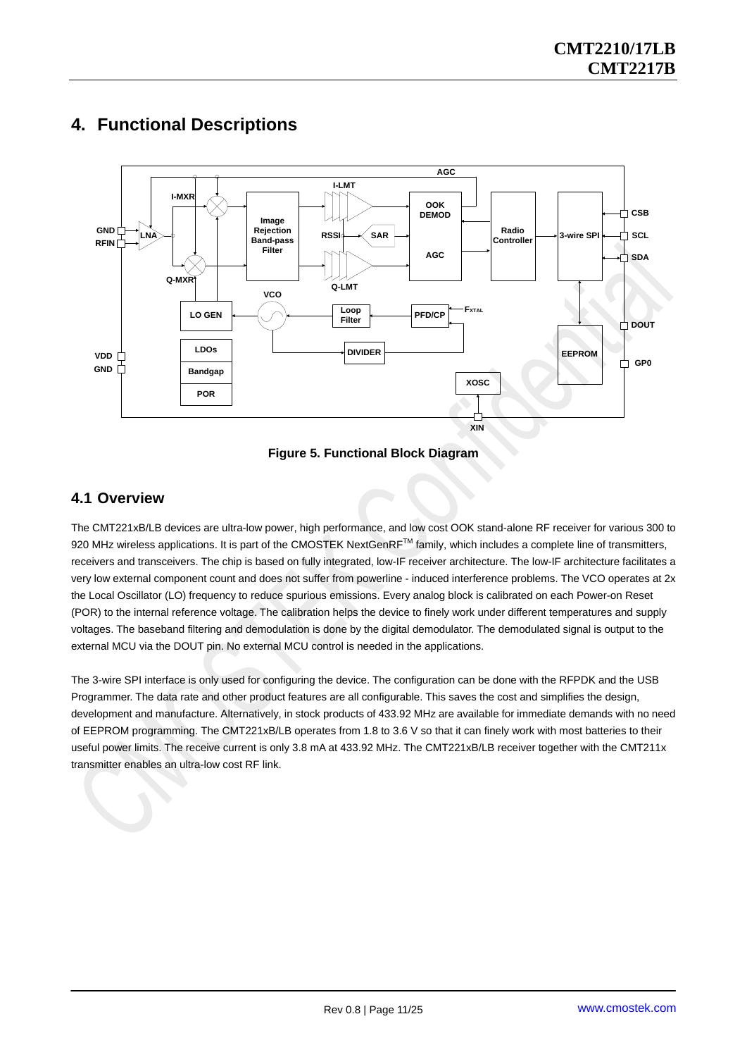# 4. Functional Descriptions

AGC
I-LMT
I-MXR
OOK DEMOD
Image Rejection Band-pass Filter
Radio Controller
3-wire SPI
CSB
SCL
SDA
GND
RFIN
LNA
RSSI
SAR
AGC
Q-MXR
Q-LMT
VCO
LO GEN
Loop Filter
PFD/CP
$F_{XTAL}$
DOUT
LDOs
DIVIDER
EEPROM
VDD
GND
Bandgap
GP0
XOSC
POR
XIN

**Figure 5. Functional Block Diagram**

## 4.1 Overview

The CMT221xB/LB devices are ultra-low power, high performance, and low cost OOK stand-alone RF receiver for various 300 to 920 MHz wireless applications. It is part of the CMOSTEK NextGenRF™ family, which includes a complete line of transmitters, receivers and transceivers. The chip is based on fully integrated, low-IF receiver architecture. The low-IF architecture facilitates a very low external component count and does not suffer from powerline - induced interference problems. The VCO operates at 2x the Local Oscillator (LO) frequency to reduce spurious emissions. Every analog block is calibrated on each Power-on Reset (POR) to the internal reference voltage. The calibration helps the device to finely work under different temperatures and supply voltages. The baseband filtering and demodulation is done by the digital demodulator. The demodulated signal is output to the external MCU via the DOUT pin. No external MCU control is needed in the applications.

The 3-wire SPI interface is only used for configuring the device. The configuration can be done with the RFPDK and the USB Programmer. The data rate and other product features are all configurable. This saves the cost and simplifies the design, development and manufacture. Alternatively, in stock products of 433.92 MHz are available for immediate demands with no need of EEPROM programming. The CMT221xB/LB operates from 1.8 to 3.6 V so that it can finely work with most batteries to their useful power limits. The receive current is only 3.8 mA at 433.92 MHz. The CMT221xB/LB receiver together with the CMT211x transmitter enables an ultra-low cost RF link.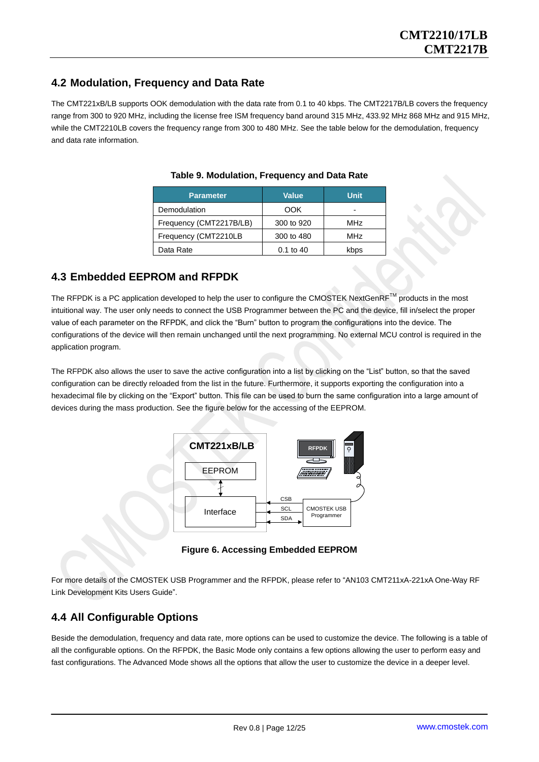## 4.2 Modulation, Frequency and Data Rate

The CMT221xB/LB supports OOK demodulation with the data rate from 0.1 to 40 kbps. The CMT2217B/LB covers the frequency range from 300 to 920 MHz, including the license free ISM frequency band around 315 MHz, 433.92 MHz 868 MHz and 915 MHz, while the CMT2210LB covers the frequency range from 300 to 480 MHz. See the table below for the demodulation, frequency and data rate information.

**Table 9. Modulation, Frequency and Data Rate**

| Parameter | Value | Unit |
|---|---|---|
| Demodulation | OOK | - |
| Frequency (CMT2217B/LB) | 300 to 920 | MHz |
| Frequency (CMT2210LB | 300 to 480 | MHz |
| Data Rate | 0.1 to 40 | kbps |

## 4.3 Embedded EEPROM and RFPDK

The RFPDK is a PC application developed to help the user to configure the CMOSTEK NextGenRF™ products in the most intuitional way. The user only needs to connect the USB Programmer between the PC and the device, fill in/select the proper value of each parameter on the RFPDK, and click the "Burn" button to program the configurations into the device. The configurations of the device will then remain unchanged until the next programming. No external MCU control is required in the application program.

The RFPDK also allows the user to save the active configuration into a list by clicking on the "List" button, so that the saved configuration can be directly reloaded from the list in the future. Furthermore, it supports exporting the configuration into a hexadecimal file by clicking on the "Export" button. This file can be used to burn the same configuration into a large amount of devices during the mass production. See the figure below for the accessing of the EEPROM.

**Figure 6. Accessing Embedded EEPROM**

For more details of the CMOSTEK USB Programmer and the RFPDK, please refer to "AN103 CMT211xA-221xA One-Way RF Link Development Kits Users Guide".

## 4.4 All Configurable Options

Beside the demodulation, frequency and data rate, more options can be used to customize the device. The following is a table of all the configurable options. On the RFPDK, the Basic Mode only contains a few options allowing the user to perform easy and fast configurations. The Advanced Mode shows all the options that allow the user to customize the device in a deeper level.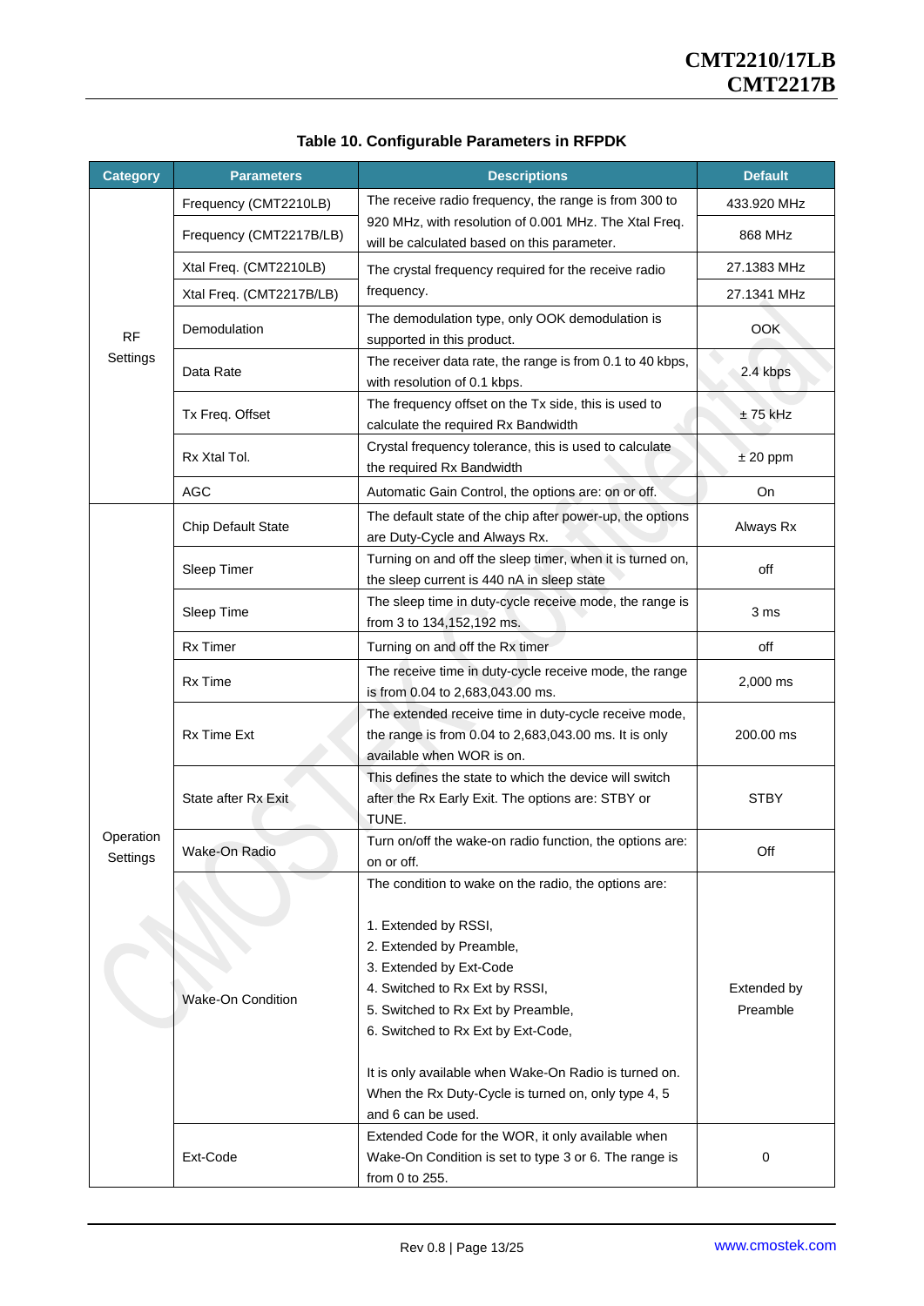**Table 10. Configurable Parameters in RFPDK**

| Category | Parameters | Descriptions | Default |
|---|---|---|---|
| RF Settings | Frequency (CMT2210LB) | The receive radio frequency, the range is from 300 to 920 MHz, with resolution of 0.001 MHz. The Xtal Freq. will be calculated based on this parameter. | 433.920 MHz |
| | Frequency (CMT2217B/LB) | | 868 MHz |
| | Xtal Freq. (CMT2210LB) | The crystal frequency required for the receive radio frequency. | 27.1383 MHz |
| | Xtal Freq. (CMT2217B/LB) | | 27.1341 MHz |
| | Demodulation | The demodulation type, only OOK demodulation is supported in this product. | OOK |
| | Data Rate | The receiver data rate, the range is from 0.1 to 40 kbps, with resolution of 0.1 kbps. | 2.4 kbps |
| | Tx Freq. Offset | The frequency offset on the Tx side, this is used to calculate the required Rx Bandwidth | ± 75 kHz |
| | Rx Xtal Tol. | Crystal frequency tolerance, this is used to calculate the required Rx Bandwidth | ± 20 ppm |
| | AGC | Automatic Gain Control, the options are: on or off. | On |
| Operation Settings | Chip Default State | The default state of the chip after power-up, the options are Duty-Cycle and Always Rx. | Always Rx |
| | Sleep Timer | Turning on and off the sleep timer, when it is turned on, the sleep current is 440 nA in sleep state | off |
| | Sleep Time | The sleep time in duty-cycle receive mode, the range is from 3 to 134,152,192 ms. | 3 ms |
| | Rx Timer | Turning on and off the Rx timer | off |
| | Rx Time | The receive time in duty-cycle receive mode, the range is from 0.04 to 2,683,043.00 ms. | 2,000 ms |
| | Rx Time Ext | The extended receive time in duty-cycle receive mode, the range is from 0.04 to 2,683,043.00 ms. It is only available when WOR is on. | 200.00 ms |
| | State after Rx Exit | This defines the state to which the device will switch after the Rx Early Exit. The options are: STBY or TUNE. | STBY |
| | Wake-On Radio | Turn on/off the wake-on radio function, the options are: on or off. | Off |
| | Wake-On Condition | The condition to wake on the radio, the options are:<br><br>1. Extended by RSSI,<br>2. Extended by Preamble,<br>3. Extended by Ext-Code<br>4. Switched to Rx Ext by RSSI,<br>5. Switched to Rx Ext by Preamble,<br>6. Switched to Rx Ext by Ext-Code,<br><br>It is only available when Wake-On Radio is turned on. When the Rx Duty-Cycle is turned on, only type 4, 5 and 6 can be used. | Extended by Preamble |
| | Ext-Code | Extended Code for the WOR, it only available when Wake-On Condition is set to type 3 or 6. The range is from 0 to 255. | 0 |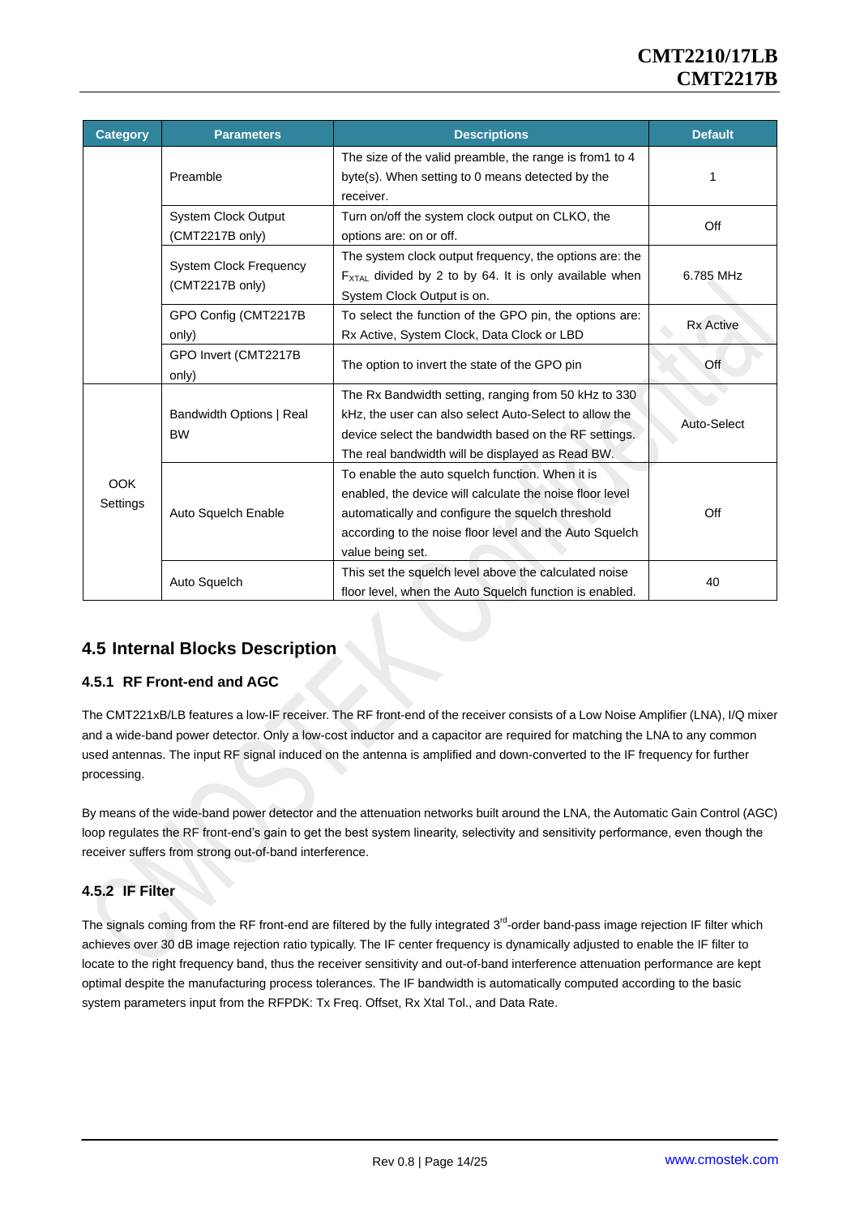| Category | Parameters | Descriptions | Default |
|---|---|---|---|
| | Preamble | The size of the valid preamble, the range is from1 to 4 byte(s). When setting to 0 means detected by the receiver. | 1 |
| | System Clock Output (CMT2217B only) | Turn on/off the system clock output on CLKO, the options are: on or off. | Off |
| | System Clock Frequency (CMT2217B only) | The system clock output frequency, the options are: the $F_{XTAL}$ divided by 2 to by 64. It is only available when System Clock Output is on. | 6.785 MHz |
| | GPO Config (CMT2217B only) | To select the function of the GPO pin, the options are: Rx Active, System Clock, Data Clock or LBD | Rx Active |
| | GPO Invert (CMT2217B only) | The option to invert the state of the GPO pin | Off |
| OOK Settings | Bandwidth Options \| Real BW | The Rx Bandwidth setting, ranging from 50 kHz to 330 kHz, the user can also select Auto-Select to allow the device select the bandwidth based on the RF settings. The real bandwidth will be displayed as Read BW. | Auto-Select |
| | Auto Squelch Enable | To enable the auto squelch function. When it is enabled, the device will calculate the noise floor level automatically and configure the squelch threshold according to the noise floor level and the Auto Squelch value being set. | Off |
| | Auto Squelch | This set the squelch level above the calculated noise floor level, when the Auto Squelch function is enabled. | 40 |

## 4.5 Internal Blocks Description

### 4.5.1 RF Front-end and AGC

The CMT221xB/LB features a low-IF receiver. The RF front-end of the receiver consists of a Low Noise Amplifier (LNA), I/Q mixer and a wide-band power detector. Only a low-cost inductor and a capacitor are required for matching the LNA to any common used antennas. The input RF signal induced on the antenna is amplified and down-converted to the IF frequency for further processing.

By means of the wide-band power detector and the attenuation networks built around the LNA, the Automatic Gain Control (AGC) loop regulates the RF front-end's gain to get the best system linearity, selectivity and sensitivity performance, even though the receiver suffers from strong out-of-band interference.

### 4.5.2 IF Filter

The signals coming from the RF front-end are filtered by the fully integrated 3rd-order band-pass image rejection IF filter which achieves over 30 dB image rejection ratio typically. The IF center frequency is dynamically adjusted to enable the IF filter to locate to the right frequency band, thus the receiver sensitivity and out-of-band interference attenuation performance are kept optimal despite the manufacturing process tolerances. The IF bandwidth is automatically computed according to the basic system parameters input from the RFPDK: Tx Freq. Offset, Rx Xtal Tol., and Data Rate.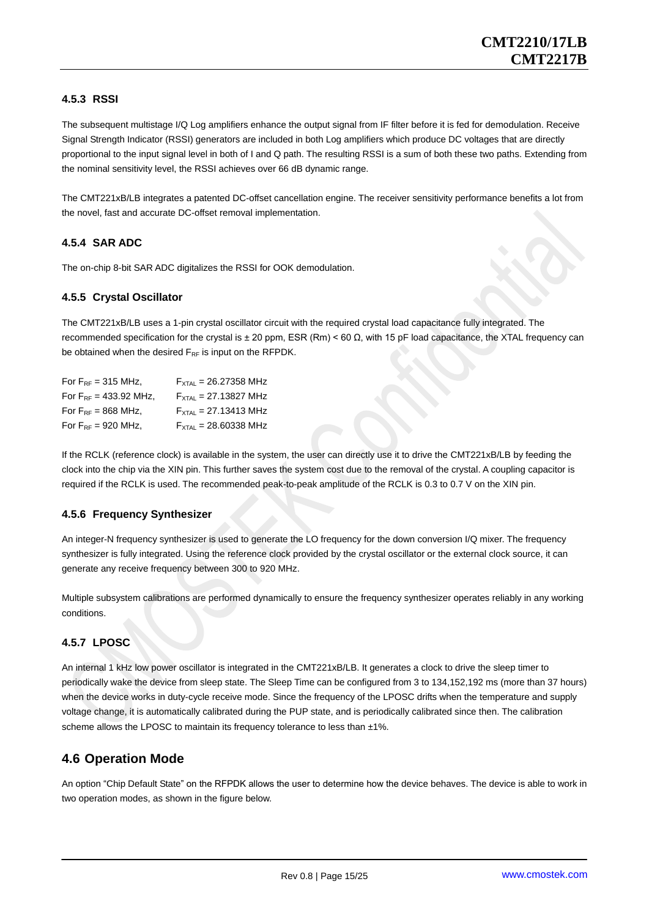### 4.5.3 RSSI

The subsequent multistage I/Q Log amplifiers enhance the output signal from IF filter before it is fed for demodulation. Receive Signal Strength Indicator (RSSI) generators are included in both Log amplifiers which produce DC voltages that are directly proportional to the input signal level in both of I and Q path. The resulting RSSI is a sum of both these two paths. Extending from the nominal sensitivity level, the RSSI achieves over 66 dB dynamic range.

The CMT221xB/LB integrates a patented DC-offset cancellation engine. The receiver sensitivity performance benefits a lot from the novel, fast and accurate DC-offset removal implementation.

### 4.5.4 SAR ADC

The on-chip 8-bit SAR ADC digitalizes the RSSI for OOK demodulation.

### 4.5.5 Crystal Oscillator

The CMT221xB/LB uses a 1-pin crystal oscillator circuit with the required crystal load capacitance fully integrated. The recommended specification for the crystal is ± 20 ppm, ESR (Rm) < 60 Ω, with 15 pF load capacitance, the XTAL frequency can be obtained when the desired $F_{RF}$ is input on the RFPDK.

| | |
|---|---|
| For $F_{RF}$ = 315 MHz, | $F_{XTAL}$ = 26.27358 MHz |
| For $F_{RF}$ = 433.92 MHz, | $F_{XTAL}$ = 27.13827 MHz |
| For $F_{RF}$ = 868 MHz, | $F_{XTAL}$ = 27.13413 MHz |
| For $F_{RF}$ = 920 MHz, | $F_{XTAL}$ = 28.60338 MHz |

If the RCLK (reference clock) is available in the system, the user can directly use it to drive the CMT221xB/LB by feeding the clock into the chip via the XIN pin. This further saves the system cost due to the removal of the crystal. A coupling capacitor is required if the RCLK is used. The recommended peak-to-peak amplitude of the RCLK is 0.3 to 0.7 V on the XIN pin.

### 4.5.6 Frequency Synthesizer

An integer-N frequency synthesizer is used to generate the LO frequency for the down conversion I/Q mixer. The frequency synthesizer is fully integrated. Using the reference clock provided by the crystal oscillator or the external clock source, it can generate any receive frequency between 300 to 920 MHz.

Multiple subsystem calibrations are performed dynamically to ensure the frequency synthesizer operates reliably in any working conditions.

### 4.5.7 LPOSC

An internal 1 kHz low power oscillator is integrated in the CMT221xB/LB. It generates a clock to drive the sleep timer to periodically wake the device from sleep state. The Sleep Time can be configured from 3 to 134,152,192 ms (more than 37 hours) when the device works in duty-cycle receive mode. Since the frequency of the LPOSC drifts when the temperature and supply voltage change, it is automatically calibrated during the PUP state, and is periodically calibrated since then. The calibration scheme allows the LPOSC to maintain its frequency tolerance to less than ±1%.

## 4.6 Operation Mode

An option "Chip Default State" on the RFPDK allows the user to determine how the device behaves. The device is able to work in two operation modes, as shown in the figure below.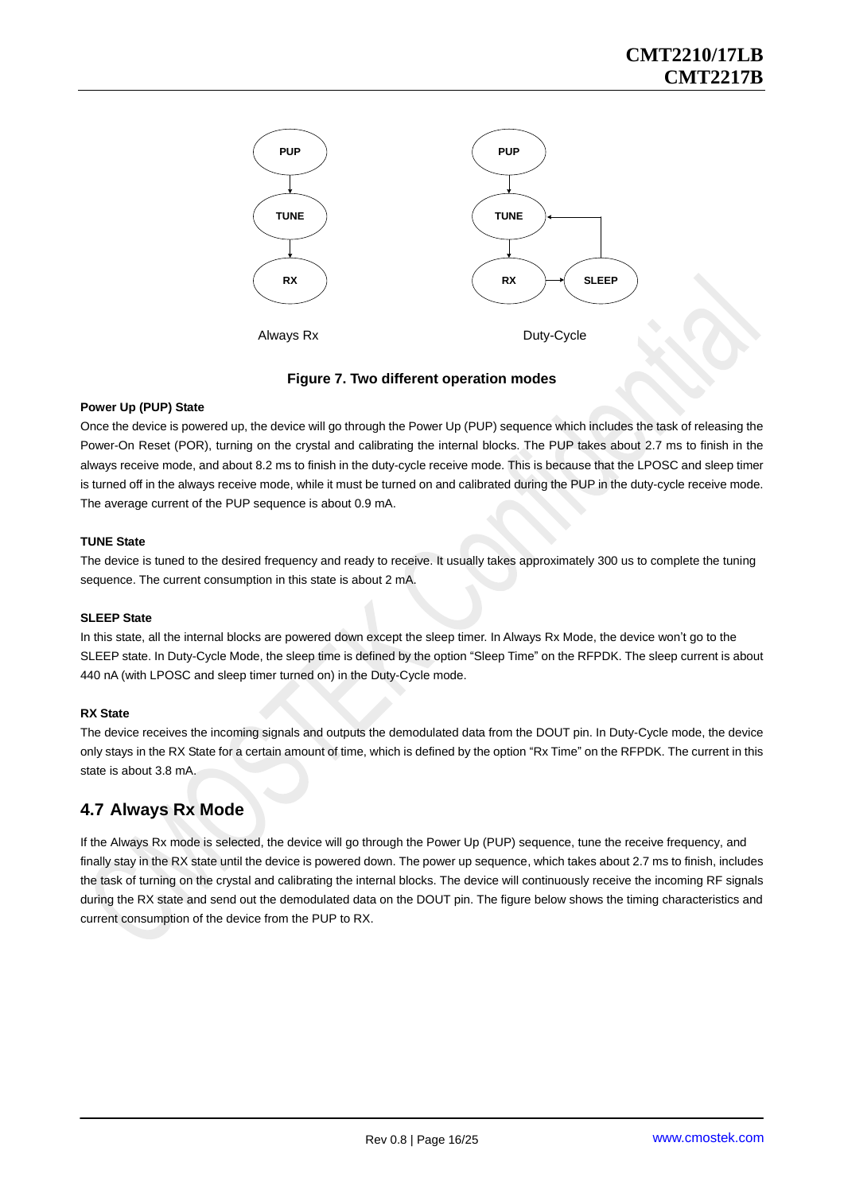PUP

TUNE

RX

Always Rx

PUP

TUNE

RX

SLEEP

Duty-Cycle

**Figure 7. Two different operation modes**

**Power Up (PUP) State**

Once the device is powered up, the device will go through the Power Up (PUP) sequence which includes the task of releasing the Power-On Reset (POR), turning on the crystal and calibrating the internal blocks. The PUP takes about 2.7 ms to finish in the always receive mode, and about 8.2 ms to finish in the duty-cycle receive mode. This is because that the LPOSC and sleep timer is turned off in the always receive mode, while it must be turned on and calibrated during the PUP in the duty-cycle receive mode. The average current of the PUP sequence is about 0.9 mA.

**TUNE State**

The device is tuned to the desired frequency and ready to receive. It usually takes approximately 300 us to complete the tuning sequence. The current consumption in this state is about 2 mA.

**SLEEP State**

In this state, all the internal blocks are powered down except the sleep timer. In Always Rx Mode, the device won't go to the SLEEP state. In Duty-Cycle Mode, the sleep time is defined by the option "Sleep Time" on the RFPDK. The sleep current is about 440 nA (with LPOSC and sleep timer turned on) in the Duty-Cycle mode.

**RX State**

The device receives the incoming signals and outputs the demodulated data from the DOUT pin. In Duty-Cycle mode, the device only stays in the RX State for a certain amount of time, which is defined by the option "Rx Time" on the RFPDK. The current in this state is about 3.8 mA.

## 4.7 Always Rx Mode

If the Always Rx mode is selected, the device will go through the Power Up (PUP) sequence, tune the receive frequency, and finally stay in the RX state until the device is powered down. The power up sequence, which takes about 2.7 ms to finish, includes the task of turning on the crystal and calibrating the internal blocks. The device will continuously receive the incoming RF signals during the RX state and send out the demodulated data on the DOUT pin. The figure below shows the timing characteristics and current consumption of the device from the PUP to RX.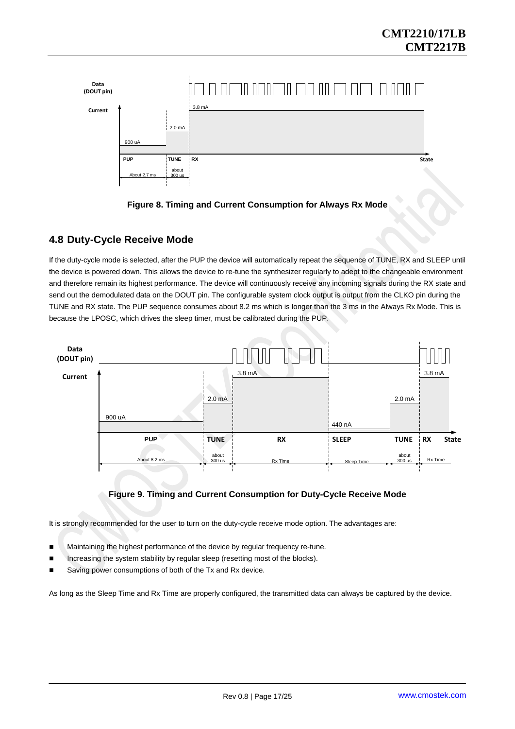Data
(DOUT pin)

Current

3.8 mA

2.0 mA

900 uA

PUP | TUNE | RX | State

About 2.7 ms | about 300 us

**Figure 8. Timing and Current Consumption for Always Rx Mode**

## 4.8 Duty-Cycle Receive Mode

If the duty-cycle mode is selected, after the PUP the device will automatically repeat the sequence of TUNE, RX and SLEEP until the device is powered down. This allows the device to re-tune the synthesizer regularly to adept to the changeable environment and therefore remain its highest performance. The device will continuously receive any incoming signals during the RX state and send out the demodulated data on the DOUT pin. The configurable system clock output is output from the CLKO pin during the TUNE and RX state. The PUP sequence consumes about 8.2 ms which is longer than the 3 ms in the Always Rx Mode. This is because the LPOSC, which drives the sleep timer, must be calibrated during the PUP.

Data
(DOUT pin)

Current

3.8 mA

2.0 mA

900 uA

440 nA

2.0 mA

3.8 mA

PUP | TUNE | RX | SLEEP | TUNE | RX | State

About 8.2 ms | about 300 us | Rx Time | Sleep Time | about 300 us | Rx Time

**Figure 9. Timing and Current Consumption for Duty-Cycle Receive Mode**

It is strongly recommended for the user to turn on the duty-cycle receive mode option. The advantages are:

- Maintaining the highest performance of the device by regular frequency re-tune.
- Increasing the system stability by regular sleep (resetting most of the blocks).
- Saving power consumptions of both of the Tx and Rx device.

As long as the Sleep Time and Rx Time are properly configured, the transmitted data can always be captured by the device.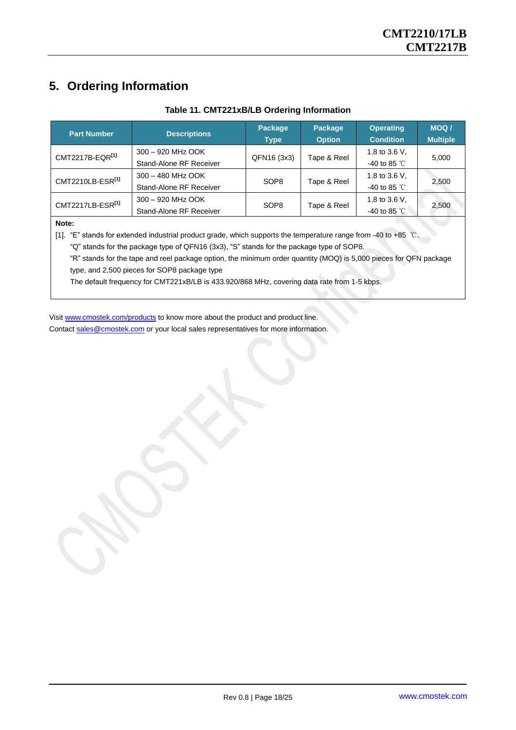# 5. Ordering Information

**Table 11. CMT221xB/LB Ordering Information**

| Part Number | Descriptions | Package Type | Package Option | Operating Condition | MOQ / Multiple |
|---|---|---|---|---|---|
| CMT2217B-EQR[1] | 300 – 920 MHz OOK Stand-Alone RF Receiver | QFN16 (3x3) | Tape & Reel | 1.8 to 3.6 V, -40 to 85 ℃ | 5,000 |
| CMT2210LB-ESR[1] | 300 – 480 MHz OOK Stand-Alone RF Receiver | SOP8 | Tape & Reel | 1.8 to 3.6 V, -40 to 85 ℃ | 2,500 |
| CMT2217LB-ESR[1] | 300 – 920 MHz OOK Stand-Alone RF Receiver | SOP8 | Tape & Reel | 1.8 to 3.6 V, -40 to 85 ℃ | 2,500 |

**Note:**

[1]. "E" stands for extended industrial product grade, which supports the temperature range from -40 to +85 ℃.

"Q" stands for the package type of QFN16 (3x3), "S" stands for the package type of SOP8.

"R" stands for the tape and reel package option, the minimum order quantity (MOQ) is 5,000 pieces for QFN package type, and 2,500 pieces for SOP8 package type

The default frequency for CMT221xB/LB is 433.920/868 MHz, covering data rate from 1-5 kbps.

Visit www.cmostek.com/products to know more about the product and product line.

Contact sales@cmostek.com or your local sales representatives for more information.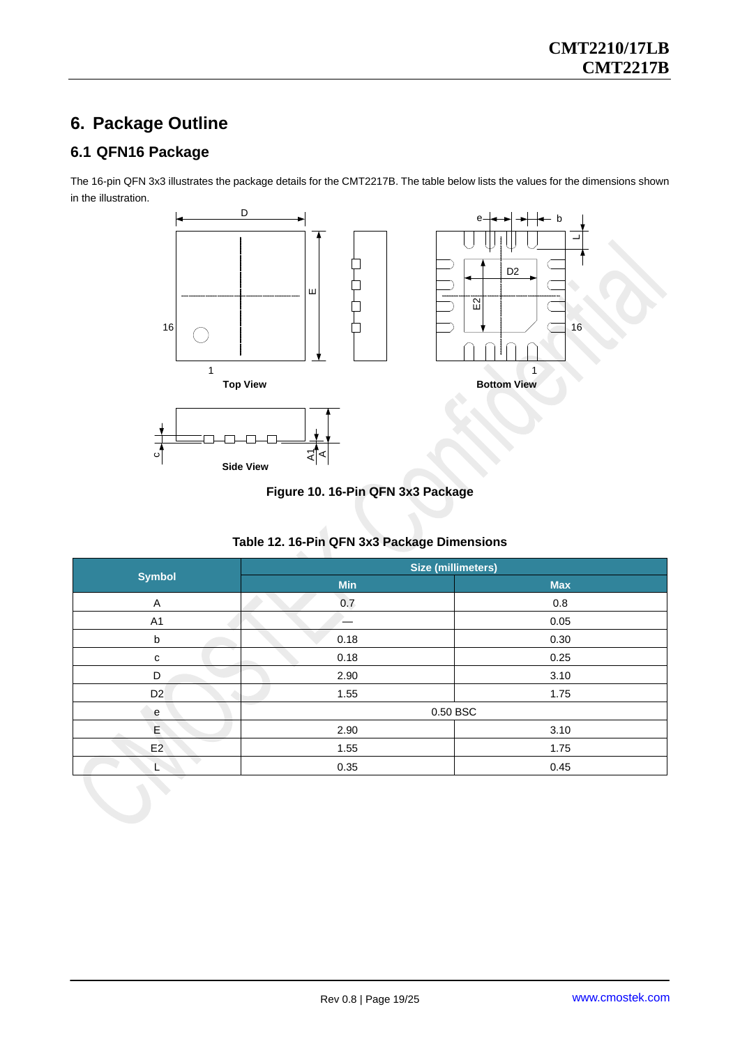# 6. Package Outline

## 6.1 QFN16 Package

The 16-pin QFN 3x3 illustrates the package details for the CMT2217B. The table below lists the values for the dimensions shown in the illustration.

Top View

Bottom View

Side View

**Figure 10. 16-Pin QFN 3x3 Package**

**Table 12. 16-Pin QFN 3x3 Package Dimensions**

| Symbol | Size (millimeters) | |
|---|---|---|
| | Min | Max |
| A | 0.7 | 0.8 |
| A1 | — | 0.05 |
| b | 0.18 | 0.30 |
| c | 0.18 | 0.25 |
| D | 2.90 | 3.10 |
| D2 | 1.55 | 1.75 |
| e | 0.50 BSC | |
| E | 2.90 | 3.10 |
| E2 | 1.55 | 1.75 |
| L | 0.35 | 0.45 |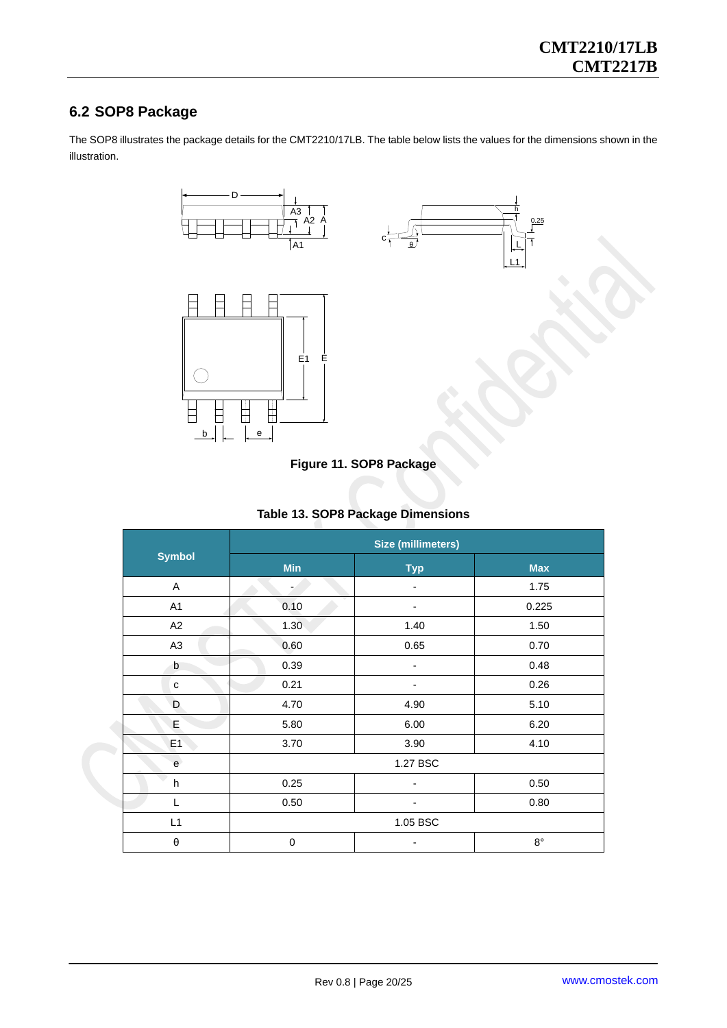## 6.2 SOP8 Package

The SOP8 illustrates the package details for the CMT2210/17LB. The table below lists the values for the dimensions shown in the illustration.

D
A3
A2
A
A1
h
0.25
c
θ
L
L1
E1
E
b
e

**Figure 11. SOP8 Package**

**Table 13. SOP8 Package Dimensions**

| Symbol | Size (millimeters) | | |
|---|---|---|---|
| | Min | Typ | Max |
| A | - | - | 1.75 |
| A1 | 0.10 | - | 0.225 |
| A2 | 1.30 | 1.40 | 1.50 |
| A3 | 0.60 | 0.65 | 0.70 |
| b | 0.39 | - | 0.48 |
| c | 0.21 | - | 0.26 |
| D | 4.70 | 4.90 | 5.10 |
| E | 5.80 | 6.00 | 6.20 |
| E1 | 3.70 | 3.90 | 4.10 |
| e | 1.27 BSC | | |
| h | 0.25 | - | 0.50 |
| L | 0.50 | - | 0.80 |
| L1 | 1.05 BSC | | |
| θ | 0 | - | 8° |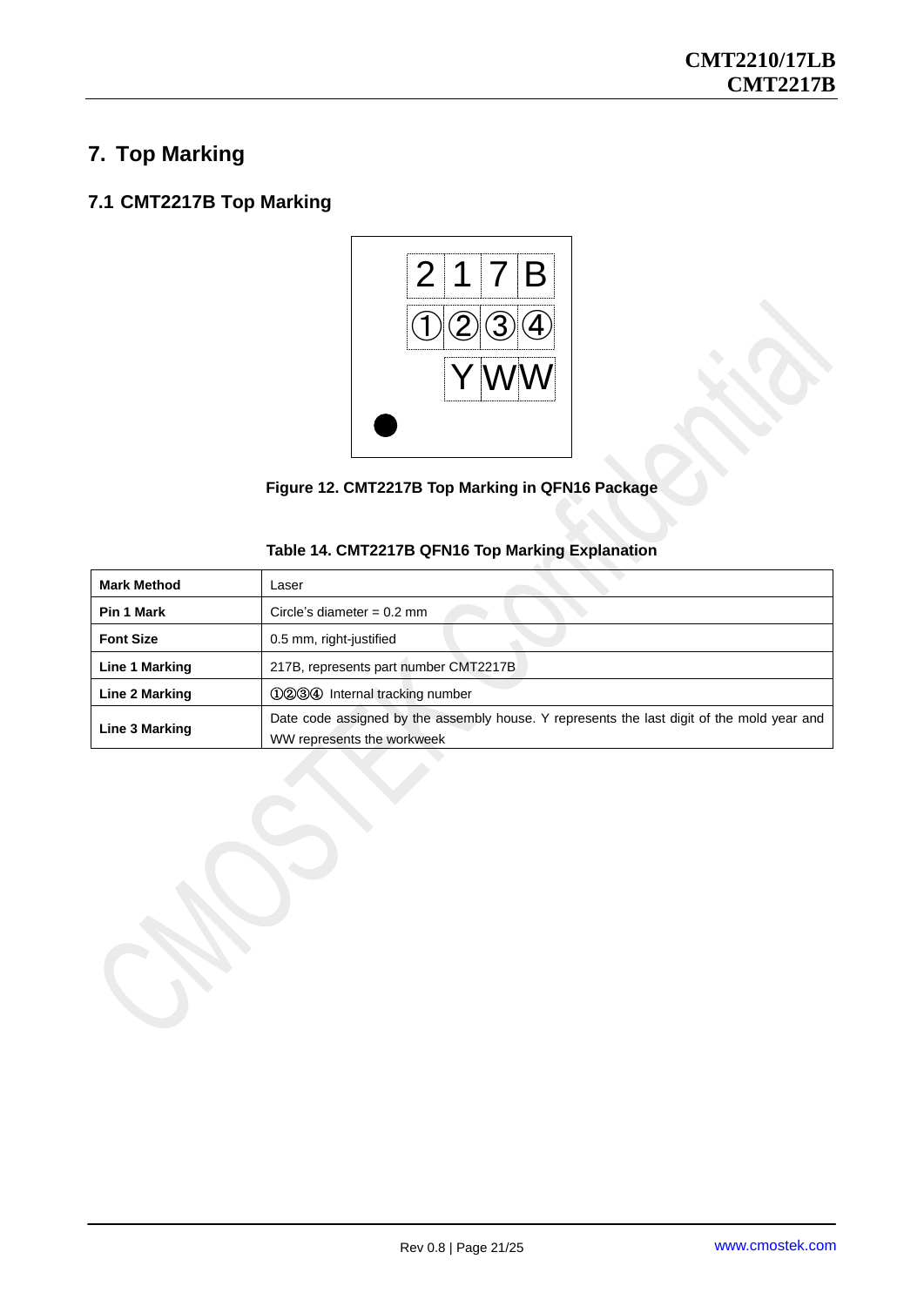# 7. Top Marking

## 7.1 CMT2217B Top Marking

2 1 7 B
① ② ③ ④
Y W W

Figure 12. CMT2217B Top Marking in QFN16 Package

Table 14. CMT2217B QFN16 Top Marking Explanation

| | |
|---|---|
| **Mark Method** | Laser |
| **Pin 1 Mark** | Circle's diameter = 0.2 mm |
| **Font Size** | 0.5 mm, right-justified |
| **Line 1 Marking** | 217B, represents part number CMT2217B |
| **Line 2 Marking** | ①②③④ Internal tracking number |
| **Line 3 Marking** | Date code assigned by the assembly house. Y represents the last digit of the mold year and WW represents the workweek |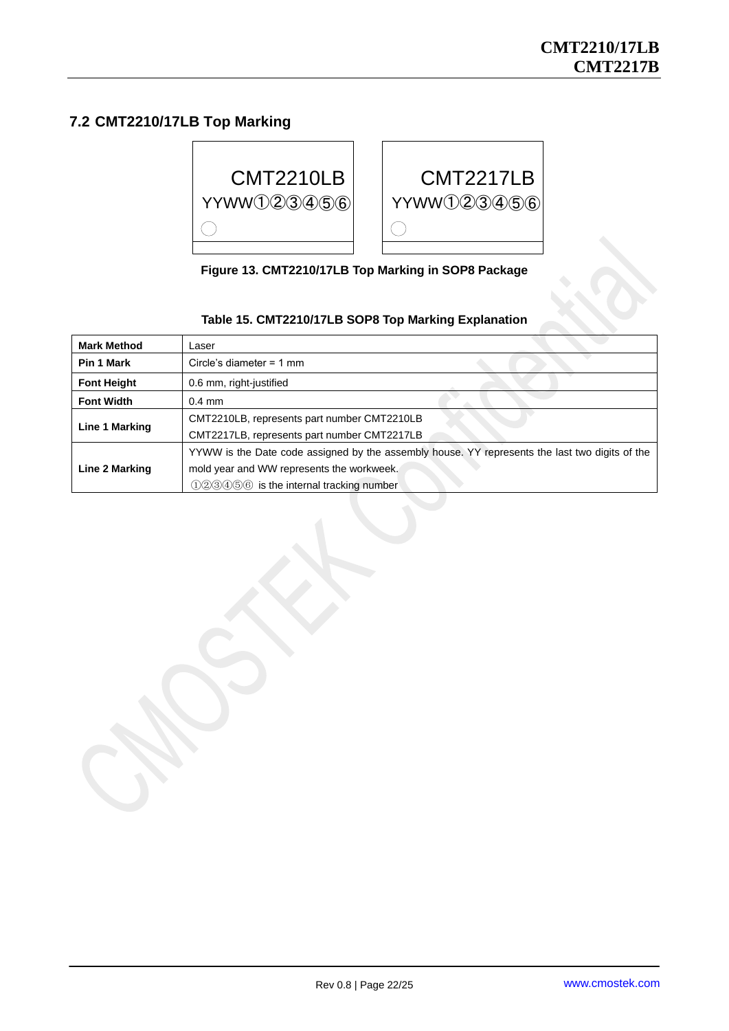## 7.2 CMT2210/17LB Top Marking

CMT2210LB
YYWW①②③④⑤⑥

CMT2217LB
YYWW①②③④⑤⑥

Figure 13. CMT2210/17LB Top Marking in SOP8 Package

Table 15. CMT2210/17LB SOP8 Top Marking Explanation

| | |
|---|---|
| **Mark Method** | Laser |
| **Pin 1 Mark** | Circle's diameter = 1 mm |
| **Font Height** | 0.6 mm, right-justified |
| **Font Width** | 0.4 mm |
| **Line 1 Marking** | CMT2210LB, represents part number CMT2210LB<br>CMT2217LB, represents part number CMT2217LB |
| **Line 2 Marking** | YYWW is the Date code assigned by the assembly house. YY represents the last two digits of the mold year and WW represents the workweek.<br>①②③④⑤⑥ is the internal tracking number |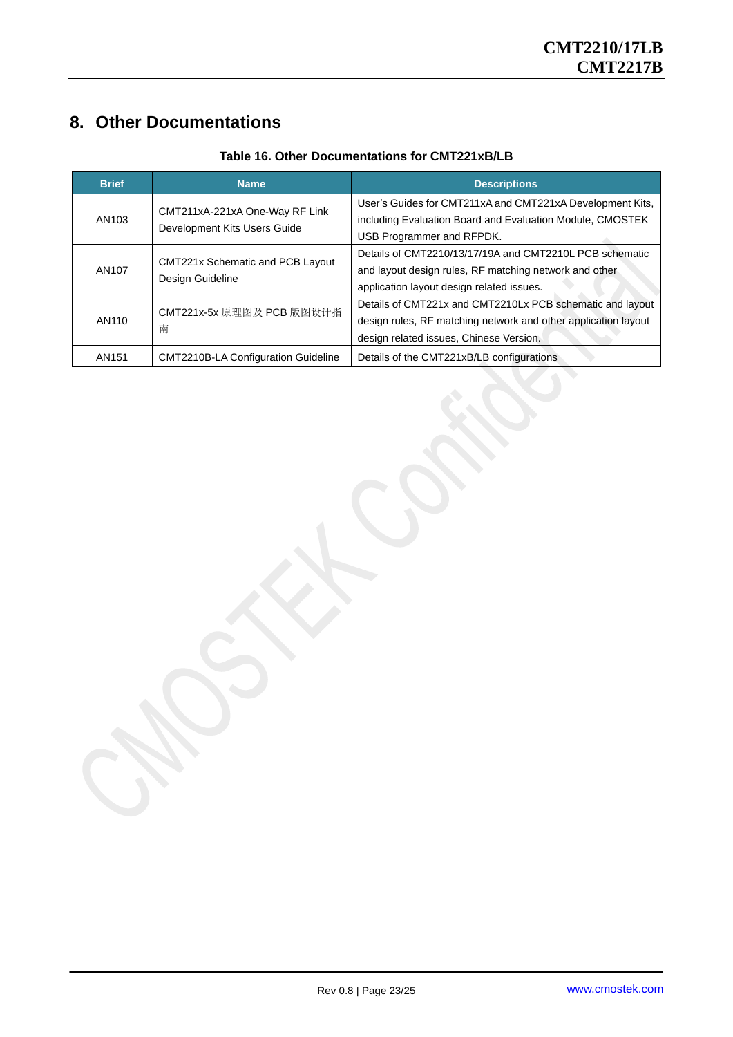## 8. Other Documentations

**Table 16. Other Documentations for CMT221xB/LB**

| Brief | Name | Descriptions |
|---|---|---|
| AN103 | CMT211xA-221xA One-Way RF Link Development Kits Users Guide | User's Guides for CMT211xA and CMT221xA Development Kits, including Evaluation Board and Evaluation Module, CMOSTEK USB Programmer and RFPDK. |
| AN107 | CMT221x Schematic and PCB Layout Design Guideline | Details of CMT2210/13/17/19A and CMT2210L PCB schematic and layout design rules, RF matching network and other application layout design related issues. |
| AN110 | CMT221x-5x 原理图及 PCB 版图设计指南 | Details of CMT221x and CMT2210Lx PCB schematic and layout design rules, RF matching network and other application layout design related issues, Chinese Version. |
| AN151 | CMT2210B-LA Configuration Guideline | Details of the CMT221xB/LB configurations |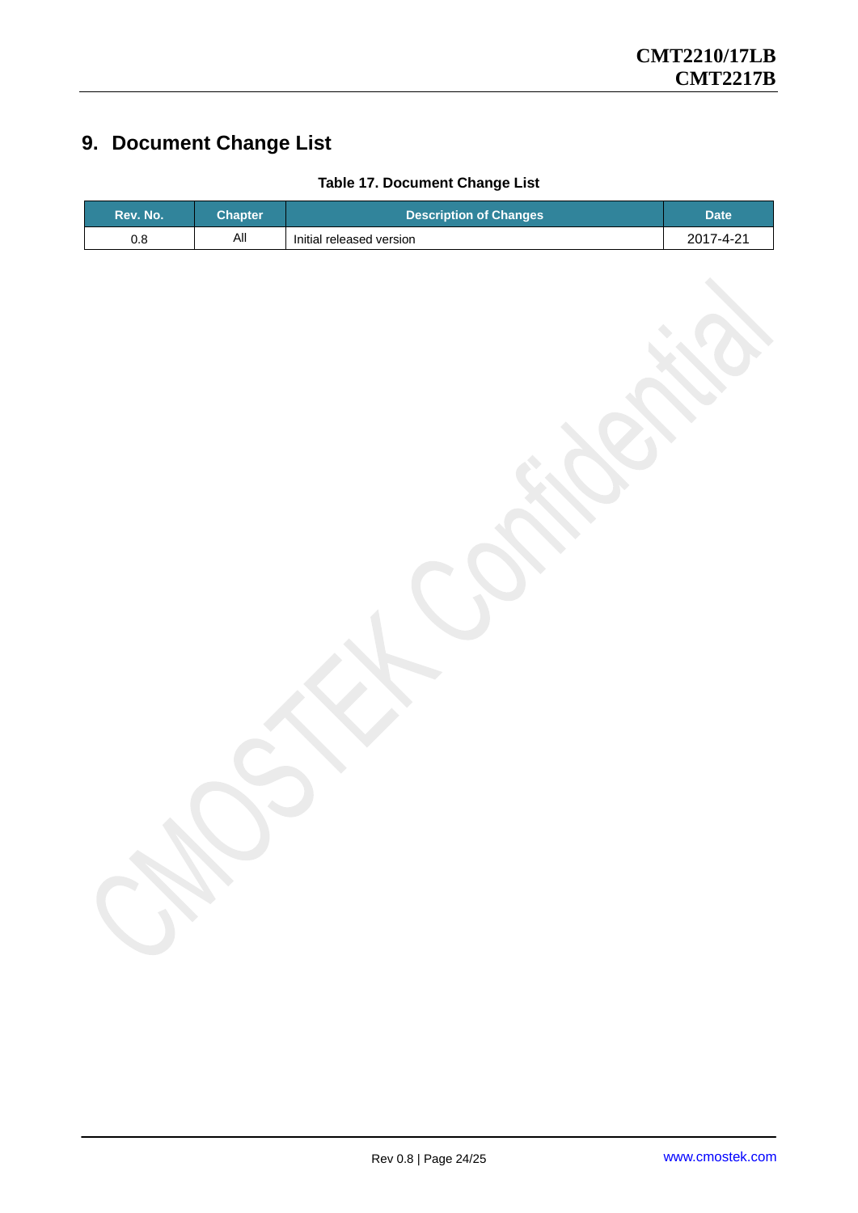# 9. Document Change List

**Table 17. Document Change List**

| Rev. No. | Chapter | Description of Changes | Date |
|---|---|---|---|
| 0.8 | All | Initial released version | 2017-4-21 |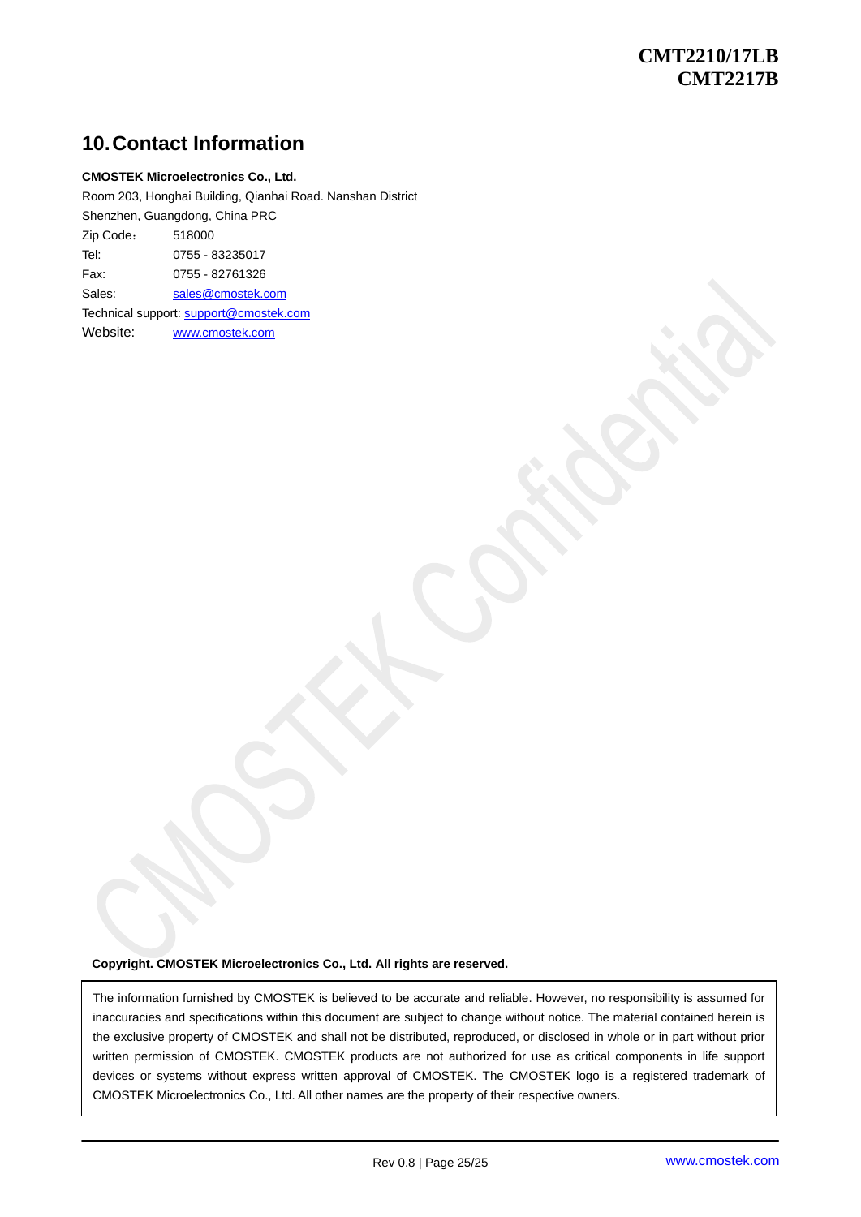# 10. Contact Information

**CMOSTEK Microelectronics Co., Ltd.**

Room 203, Honghai Building, Qianhai Road. Nanshan District

Shenzhen, Guangdong, China PRC

Zip Code： 518000

Tel: 0755 - 83235017

Fax: 0755 - 82761326

Sales: sales@cmostek.com

Technical support: support@cmostek.com

Website: www.cmostek.com

**Copyright. CMOSTEK Microelectronics Co., Ltd. All rights are reserved.**

The information furnished by CMOSTEK is believed to be accurate and reliable. However, no responsibility is assumed for inaccuracies and specifications within this document are subject to change without notice. The material contained herein is the exclusive property of CMOSTEK and shall not be distributed, reproduced, or disclosed in whole or in part without prior written permission of CMOSTEK. CMOSTEK products are not authorized for use as critical components in life support devices or systems without express written approval of CMOSTEK. The CMOSTEK logo is a registered trademark of CMOSTEK Microelectronics Co., Ltd. All other names are the property of their respective owners.